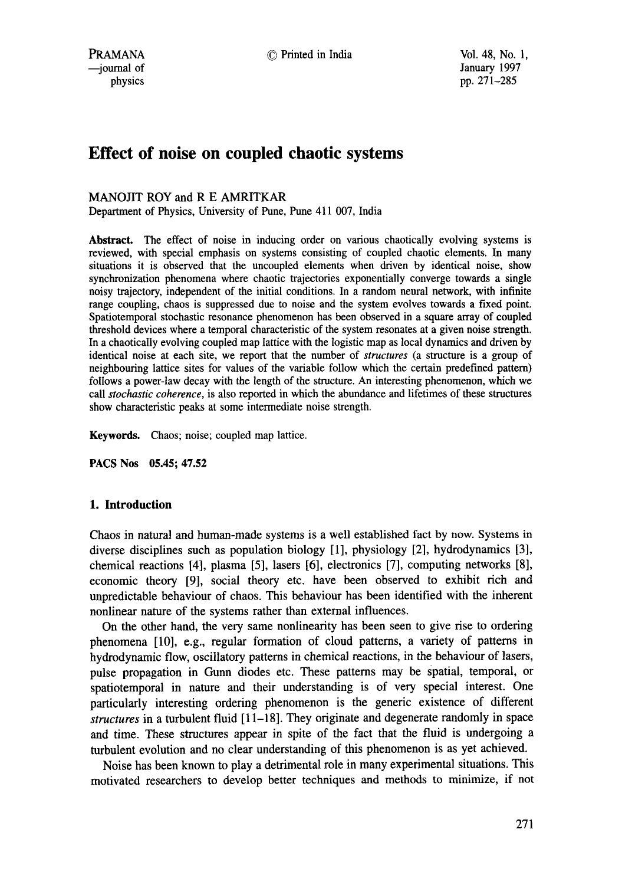# Effect of noise on coupled chaotic systems

MANOJIT ROY and R E AMRITKAR

Department of Physics, University of Pune, Pune 411 007, India

**Abstract.** The effect of noise in inducing order on various chaotically evolving systems is reviewed, with special emphasis on systems consisting of coupled chaotic elements. In many situations it is observed that the uncoupled elements when driven by identical noise, show synchronization phenomena where chaotic trajectories exponentially converge towards a single noisy trajectory, independent of the initial conditions. In a random neural network, with infinite range coupling, chaos is suppressed due to noise and the system evolves towards a fixed point. Spatiotemporal stochastic resonance phenomenon has been observed in a square array of coupled threshold devices where a temporal characteristic of the system resonates at a given noise strength. In a chaotically evolving coupled map lattice with the logistic map as local dynamics and driven by identical noise at each site, we report that the number of *structures* (a structure is a group of neighbouring lattice sites for values of the variable follow which the certain predefined pattern) follows a power-law decay with the length of the structure. An interesting phenomenon, which we call *stochastic coherence*, is also reported in which the abundance and lifetimes of these structures show characteristic peaks at some intermediate noise strength.

**Keywords.** Chaos; noise; coupled map lattice.

**PACS Nos** 05.45; 47.52

## 1. Introduction

Chaos in natural and human-made systems is a well established fact by now. Systems in diverse disciplines such as population biology [1], physiology [2], hydrodynamics [3], chemical reactions [4], plasma [5], lasers [6], electronics [7], computing networks [8], economic theory [9], social theory etc. have been observed to exhibit rich and unpredictable behaviour of chaos. This behaviour has been identified with the inherent nonlinear nature of the systems rather than external influences.

On the other hand, the very same nonlinearity has been seen to give rise to ordering phenomena [10], e.g., regular formation of cloud patterns, a variety of patterns in hydrodynamic flow, oscillatory patterns in chemical reactions, in the behaviour of lasers, pulse propagation in Gunn diodes etc. These patterns may be spatial, temporal, or spatiotemporal in nature and their understanding is of very special interest. One particularly interesting ordering phenomenon is the generic existence of different *structures* in a turbulent fluid [11–18]. They originate and degenerate randomly in space and time. These structures appear in spite of the fact that the fluid is undergoing a turbulent evolution and no clear understanding of this phenomenon is as yet achieved.

Noise has been known to play a detrimental role in many experimental situations. This motivated researchers to develop better techniques and methods to minimize, if not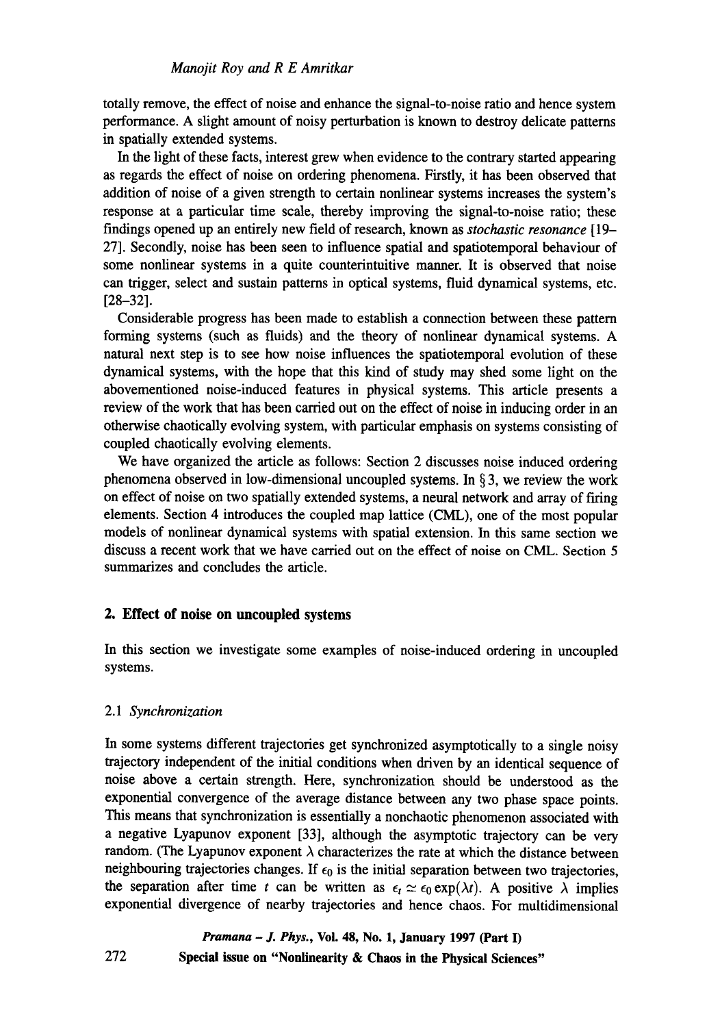totally remove, the effect of noise and enhance the signal-to-noise ratio and hence system performance. A slight amount of noisy perturbation is known to destroy delicate patterns in spatially extended systems.

In the light of these facts, interest grew when evidence to the contrary started appearing as regards the effect of noise on ordering phenomena. Firstly, it has been observed that addition of noise of a given strength to certain nonlinear systems increases the system's response at a particular time scale, thereby improving the signal-to-noise ratio; these findings opened up an entirely new field of research, known as *stochastic resonance* [19–27]. Secondly, noise has been seen to influence spatial and spatiotemporal behaviour of some nonlinear systems in a quite counterintuitive manner. It is observed that noise can trigger, select and sustain patterns in optical systems, fluid dynamical systems, etc. [28–32].

Considerable progress has been made to establish a connection between these pattern forming systems (such as fluids) and the theory of nonlinear dynamical systems. A natural next step is to see how noise influences the spatiotemporal evolution of these dynamical systems, with the hope that this kind of study may shed some light on the abovementioned noise-induced features in physical systems. This article presents a review of the work that has been carried out on the effect of noise in inducing order in an otherwise chaotically evolving system, with particular emphasis on systems consisting of coupled chaotically evolving elements.

We have organized the article as follows: Section 2 discusses noise induced ordering phenomena observed in low-dimensional uncoupled systems. In § 3, we review the work on effect of noise on two spatially extended systems, a neural network and array of firing elements. Section 4 introduces the coupled map lattice (CML), one of the most popular models of nonlinear dynamical systems with spatial extension. In this same section we discuss a recent work that we have carried out on the effect of noise on CML. Section 5 summarizes and concludes the article.

## 2. Effect of noise on uncoupled systems

In this section we investigate some examples of noise-induced ordering in uncoupled systems.

### 2.1 *Synchronization*

In some systems different trajectories get synchronized asymptotically to a single noisy trajectory independent of the initial conditions when driven by an identical sequence of noise above a certain strength. Here, synchronization should be understood as the exponential convergence of the average distance between any two phase space points. This means that synchronization is essentially a nonchaotic phenomenon associated with a negative Lyapunov exponent [33], although the asymptotic trajectory can be very random. (The Lyapunov exponent $\lambda$ characterizes the rate at which the distance between neighbouring trajectories changes. If $\epsilon_0$ is the initial separation between two trajectories, the separation after time $t$ can be written as $\epsilon_t \simeq \epsilon_0 \exp(\lambda t)$. A positive $\lambda$ implies exponential divergence of nearby trajectories and hence chaos. For multidimensional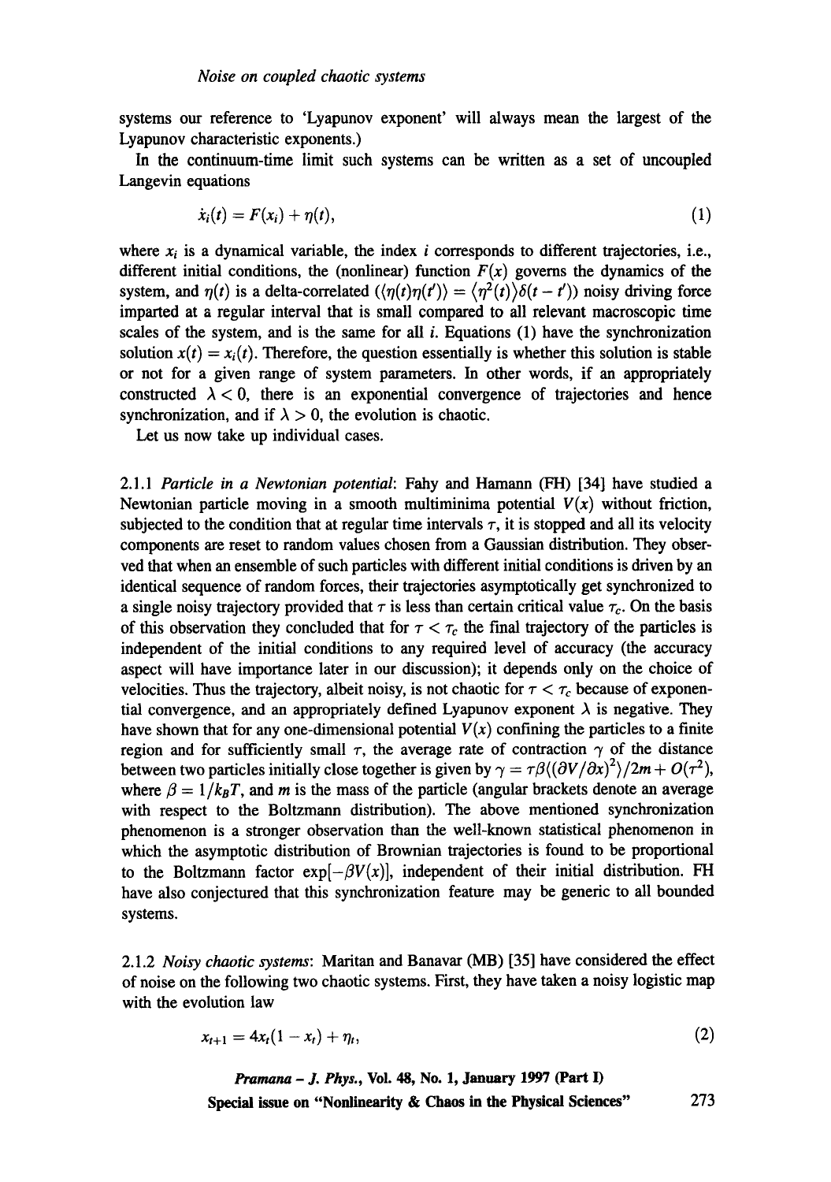systems our reference to 'Lyapunov exponent' will always mean the largest of the Lyapunov characteristic exponents.)

In the continuum-time limit such systems can be written as a set of uncoupled Langevin equations

$$\dot{x}_i(t) = F(x_i) + \eta(t), \tag{1}$$

where $x_i$ is a dynamical variable, the index $i$ corresponds to different trajectories, i.e., different initial conditions, the (nonlinear) function $F(x)$ governs the dynamics of the system, and $\eta(t)$ is a delta-correlated ($\langle \eta(t)\eta(t')\rangle = \langle \eta^2(t)\rangle \delta(t-t')$) noisy driving force imparted at a regular interval that is small compared to all relevant macroscopic time scales of the system, and is the same for all $i$. Equations (1) have the synchronization solution $x(t) = x_i(t)$. Therefore, the question essentially is whether this solution is stable or not for a given range of system parameters. In other words, if an appropriately constructed $\lambda < 0$, there is an exponential convergence of trajectories and hence synchronization, and if $\lambda > 0$, the evolution is chaotic.

Let us now take up individual cases.

2.1.1 *Particle in a Newtonian potential*: Fahy and Hamann (FH) [34] have studied a Newtonian particle moving in a smooth multiminima potential $V(x)$ without friction, subjected to the condition that at regular time intervals $\tau$, it is stopped and all its velocity components are reset to random values chosen from a Gaussian distribution. They observed that when an ensemble of such particles with different initial conditions is driven by an identical sequence of random forces, their trajectories asymptotically get synchronized to a single noisy trajectory provided that $\tau$ is less than certain critical value $\tau_c$. On the basis of this observation they concluded that for $\tau < \tau_c$ the final trajectory of the particles is independent of the initial conditions to any required level of accuracy (the accuracy aspect will have importance later in our discussion); it depends only on the choice of velocities. Thus the trajectory, albeit noisy, is not chaotic for $\tau < \tau_c$ because of exponential convergence, and an appropriately defined Lyapunov exponent $\lambda$ is negative. They have shown that for any one-dimensional potential $V(x)$ confining the particles to a finite region and for sufficiently small $\tau$, the average rate of contraction $\gamma$ of the distance between two particles initially close together is given by $\gamma = \tau\beta\langle(\partial V/\partial x)^2\rangle/2m + O(\tau^2)$, where $\beta = 1/k_BT$, and $m$ is the mass of the particle (angular brackets denote an average with respect to the Boltzmann distribution). The above mentioned synchronization phenomenon is a stronger observation than the well-known statistical phenomenon in which the asymptotic distribution of Brownian trajectories is found to be proportional to the Boltzmann factor $\exp[-\beta V(x)]$, independent of their initial distribution. FH have also conjectured that this synchronization feature may be generic to all bounded systems.

2.1.2 *Noisy chaotic systems*: Maritan and Banavar (MB) [35] have considered the effect of noise on the following two chaotic systems. First, they have taken a noisy logistic map with the evolution law

$$x_{t+1} = 4x_t(1 - x_t) + \eta_t, \tag{2}$$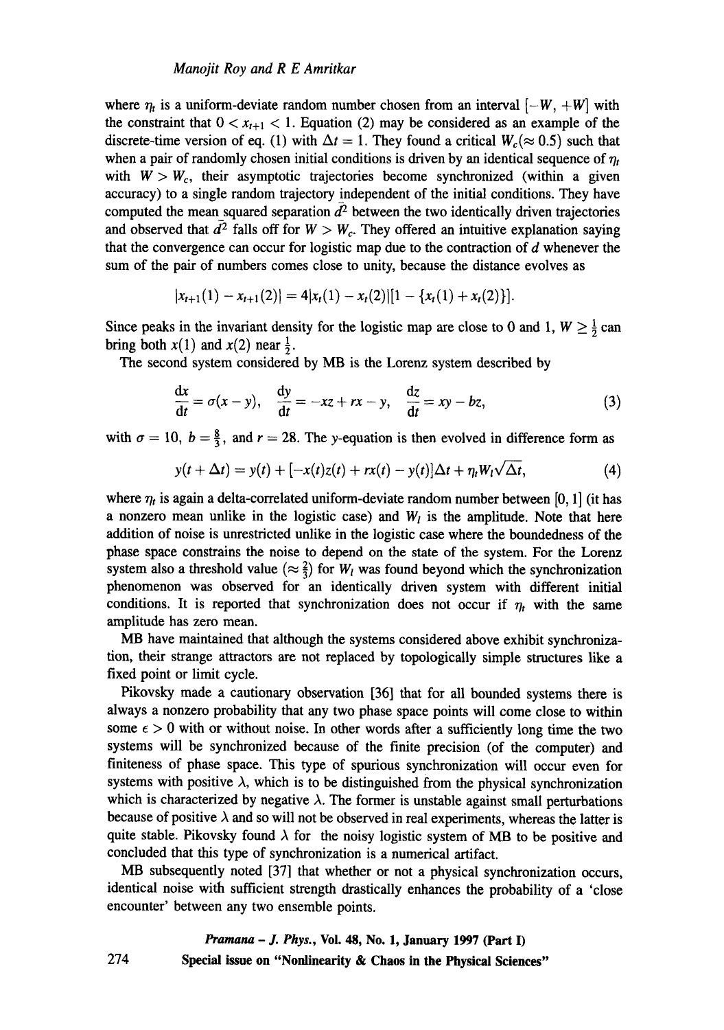where $\eta_t$ is a uniform-deviate random number chosen from an interval $[-W, +W]$ with the constraint that $0 < x_{t+1} < 1$. Equation (2) may be considered as an example of the discrete-time version of eq. (1) with $\Delta t = 1$. They found a critical $W_c (\approx 0.5)$ such that when a pair of randomly chosen initial conditions is driven by an identical sequence of $\eta_t$ with $W > W_c$, their asymptotic trajectories become synchronized (within a given accuracy) to a single random trajectory independent of the initial conditions. They have computed the mean squared separation $\bar{d}^2$ between the two identically driven trajectories and observed that $\bar{d}^2$ falls off for $W > W_c$. They offered an intuitive explanation saying that the convergence can occur for logistic map due to the contraction of $d$ whenever the sum of the pair of numbers comes close to unity, because the distance evolves as

$$|x_{t+1}(1) - x_{t+1}(2)| = 4|x_t(1) - x_t(2)|[1 - \{x_t(1) + x_t(2)\}].$$

Since peaks in the invariant density for the logistic map are close to 0 and 1, $W \geq \frac{1}{2}$ can bring both $x(1)$ and $x(2)$ near $\frac{1}{2}$.

The second system considered by MB is the Lorenz system described by

$$\frac{\mathrm{d}x}{\mathrm{d}t} = \sigma(x - y), \quad \frac{\mathrm{d}y}{\mathrm{d}t} = -xz + rx - y, \quad \frac{\mathrm{d}z}{\mathrm{d}t} = xy - bz, \tag{3}$$

with $\sigma = 10$, $b = \frac{8}{3}$, and $r = 28$. The $y$-equation is then evolved in difference form as

$$y(t + \Delta t) = y(t) + [-x(t)z(t) + rx(t) - y(t)]\Delta t + \eta_t W_l \sqrt{\Delta t}, \tag{4}$$

where $\eta_t$ is again a delta-correlated uniform-deviate random number between $[0, 1]$ (it has a nonzero mean unlike in the logistic case) and $W_l$ is the amplitude. Note that here addition of noise is unrestricted unlike in the logistic case where the boundedness of the phase space constrains the noise to depend on the state of the system. For the Lorenz system also a threshold value ($\approx \frac{2}{3}$) for $W_l$ was found beyond which the synchronization phenomenon was observed for an identically driven system with different initial conditions. It is reported that synchronization does not occur if $\eta_t$ with the same amplitude has zero mean.

MB have maintained that although the systems considered above exhibit synchronization, their strange attractors are not replaced by topologically simple structures like a fixed point or limit cycle.

Pikovsky made a cautionary observation [36] that for all bounded systems there is always a nonzero probability that any two phase space points will come close to within some $\epsilon > 0$ with or without noise. In other words after a sufficiently long time the two systems will be synchronized because of the finite precision (of the computer) and finiteness of phase space. This type of spurious synchronization will occur even for systems with positive $\lambda$, which is to be distinguished from the physical synchronization which is characterized by negative $\lambda$. The former is unstable against small perturbations because of positive $\lambda$ and so will not be observed in real experiments, whereas the latter is quite stable. Pikovsky found $\lambda$ for the noisy logistic system of MB to be positive and concluded that this type of synchronization is a numerical artifact.

MB subsequently noted [37] that whether or not a physical synchronization occurs, identical noise with sufficient strength drastically enhances the probability of a 'close encounter' between any two ensemble points.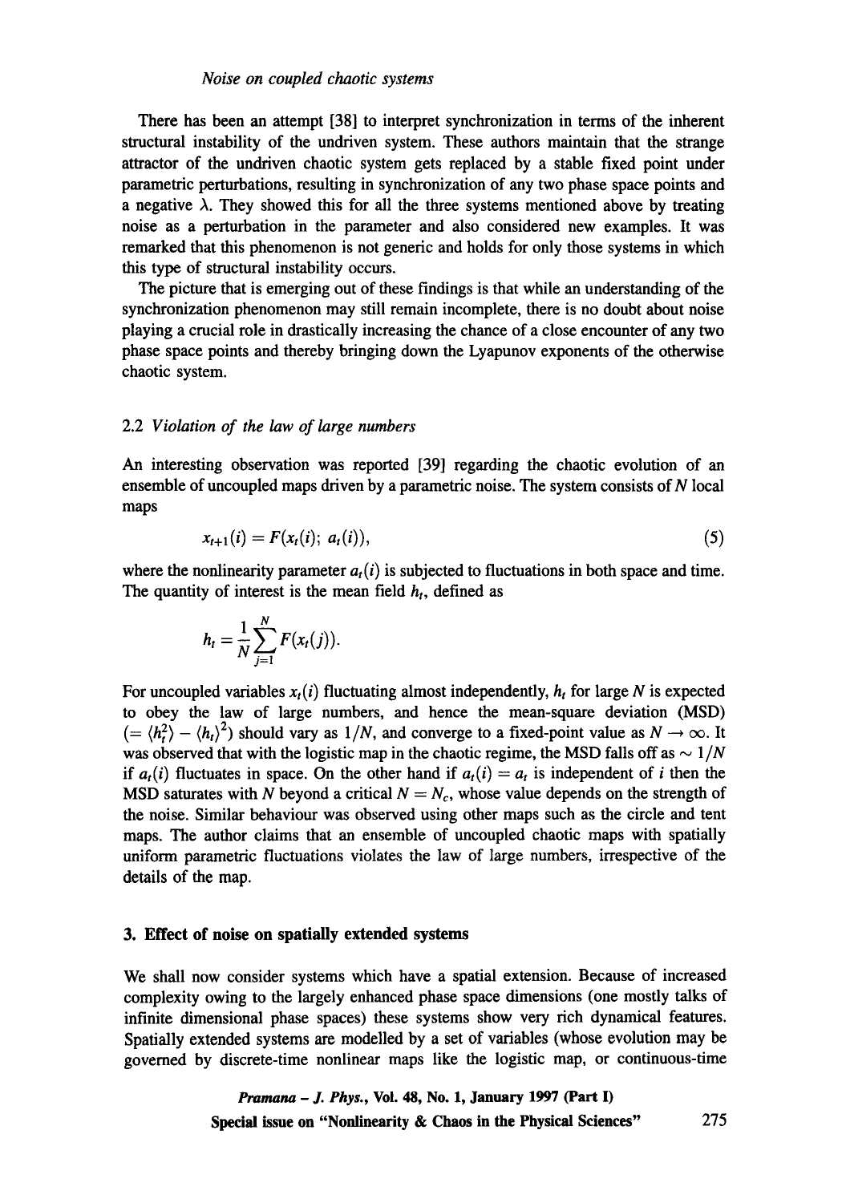There has been an attempt [38] to interpret synchronization in terms of the inherent structural instability of the undriven system. These authors maintain that the strange attractor of the undriven chaotic system gets replaced by a stable fixed point under parametric perturbations, resulting in synchronization of any two phase space points and a negative $\lambda$. They showed this for all the three systems mentioned above by treating noise as a perturbation in the parameter and also considered new examples. It was remarked that this phenomenon is not generic and holds for only those systems in which this type of structural instability occurs.

The picture that is emerging out of these findings is that while an understanding of the synchronization phenomenon may still remain incomplete, there is no doubt about noise playing a crucial role in drastically increasing the chance of a close encounter of any two phase space points and thereby bringing down the Lyapunov exponents of the otherwise chaotic system.

### 2.2 *Violation of the law of large numbers*

An interesting observation was reported [39] regarding the chaotic evolution of an ensemble of uncoupled maps driven by a parametric noise. The system consists of $N$ local maps

$$x_{t+1}(i) = F(x_t(i);\ a_t(i)), \tag{5}$$

where the nonlinearity parameter $a_t(i)$ is subjected to fluctuations in both space and time. The quantity of interest is the mean field $h_t$, defined as

$$h_t = \frac{1}{N}\sum_{j=1}^{N} F(x_t(j)).$$

For uncoupled variables $x_t(i)$ fluctuating almost independently, $h_t$ for large $N$ is expected to obey the law of large numbers, and hence the mean-square deviation (MSD) $(= \langle h_t^2 \rangle - \langle h_t \rangle^2)$ should vary as $1/N$, and converge to a fixed-point value as $N \to \infty$. It was observed that with the logistic map in the chaotic regime, the MSD falls off as $\sim 1/N$ if $a_t(i)$ fluctuates in space. On the other hand if $a_t(i) = a_t$ is independent of $i$ then the MSD saturates with $N$ beyond a critical $N = N_c$, whose value depends on the strength of the noise. Similar behaviour was observed using other maps such as the circle and tent maps. The author claims that an ensemble of uncoupled chaotic maps with spatially uniform parametric fluctuations violates the law of large numbers, irrespective of the details of the map.

## 3. Effect of noise on spatially extended systems

We shall now consider systems which have a spatial extension. Because of increased complexity owing to the largely enhanced phase space dimensions (one mostly talks of infinite dimensional phase spaces) these systems show very rich dynamical features. Spatially extended systems are modelled by a set of variables (whose evolution may be governed by discrete-time nonlinear maps like the logistic map, or continuous-time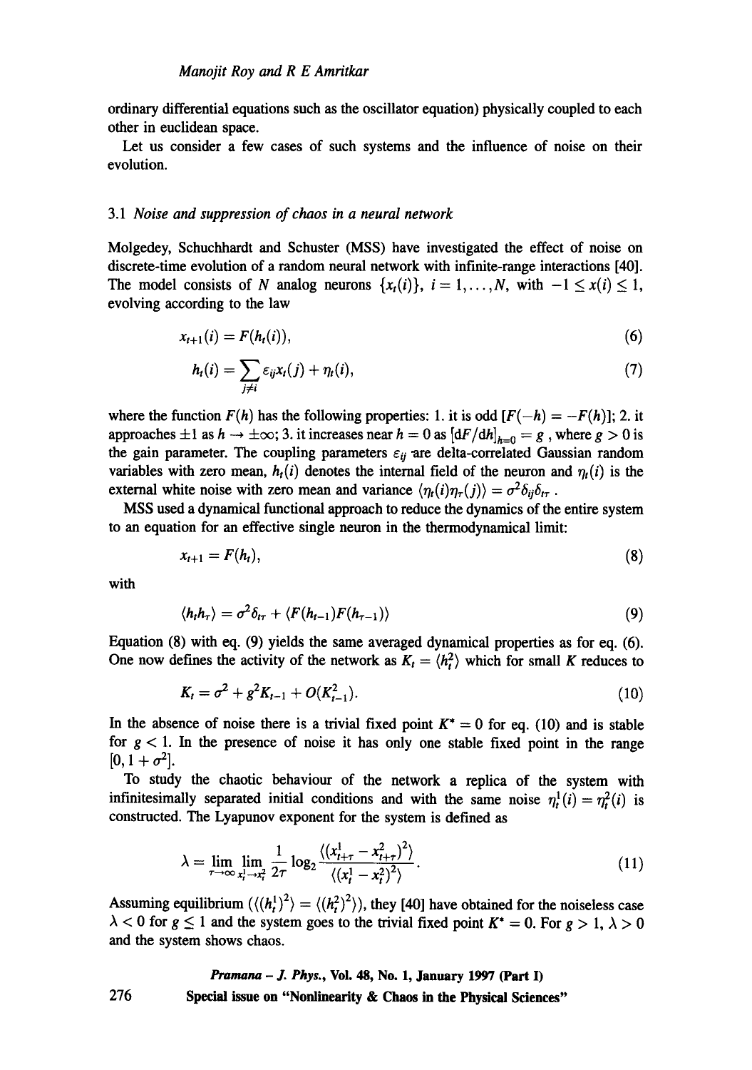ordinary differential equations such as the oscillator equation) physically coupled to each other in euclidean space.

Let us consider a few cases of such systems and the influence of noise on their evolution.

### 3.1 *Noise and suppression of chaos in a neural network*

Molgedey, Schuchhardt and Schuster (MSS) have investigated the effect of noise on discrete-time evolution of a random neural network with infinite-range interactions [40]. The model consists of $N$ analog neurons $\{x_t(i)\}$, $i = 1, \ldots, N$, with $-1 \le x(i) \le 1$, evolving according to the law

$$x_{t+1}(i) = F(h_t(i)), \tag{6}$$

$$h_t(i) = \sum_{j \neq i} \varepsilon_{ij} x_t(j) + \eta_t(i), \tag{7}$$

where the function $F(h)$ has the following properties: 1. it is odd $[F(-h) = -F(h)]$; 2. it approaches $\pm 1$ as $h \to \pm\infty$; 3. it increases near $h = 0$ as $[\mathrm{d}F/\mathrm{d}h]_{h=0} = g$ , where $g > 0$ is the gain parameter. The coupling parameters $\varepsilon_{ij}$ are delta-correlated Gaussian random variables with zero mean, $h_t(i)$ denotes the internal field of the neuron and $\eta_t(i)$ is the external white noise with zero mean and variance $\langle \eta_t(i)\eta_\tau(j)\rangle = \sigma^2 \delta_{ij}\delta_{t\tau}$ .

MSS used a dynamical functional approach to reduce the dynamics of the entire system to an equation for an effective single neuron in the thermodynamical limit:

$$x_{t+1} = F(h_t), \tag{8}$$

with

$$\langle h_t h_\tau \rangle = \sigma^2 \delta_{t\tau} + \langle F(h_{t-1}) F(h_{\tau-1}) \rangle \tag{9}$$

Equation (8) with eq. (9) yields the same averaged dynamical properties as for eq. (6). One now defines the activity of the network as $K_t = \langle h_t^2 \rangle$ which for small $K$ reduces to

$$K_t = \sigma^2 + g^2 K_{t-1} + O(K_{t-1}^2). \tag{10}$$

In the absence of noise there is a trivial fixed point $K^* = 0$ for eq. (10) and is stable for $g < 1$. In the presence of noise it has only one stable fixed point in the range $[0, 1 + \sigma^2]$.

To study the chaotic behaviour of the network a replica of the system with infinitesimally separated initial conditions and with the same noise $\eta_t^1(i) = \eta_t^2(i)$ is constructed. The Lyapunov exponent for the system is defined as

$$\lambda = \lim_{\tau \to \infty} \lim_{x_t^1 \to x_t^2} \frac{1}{2\tau} \log_2 \frac{\langle (x_{t+\tau}^1 - x_{t+\tau}^2)^2 \rangle}{\langle (x_t^1 - x_t^2)^2 \rangle}. \tag{11}$$

Assuming equilibrium $(\langle (h_t^1)^2 \rangle = \langle (h_t^2)^2 \rangle)$, they [40] have obtained for the noiseless case $\lambda < 0$ for $g \le 1$ and the system goes to the trivial fixed point $K^* = 0$. For $g > 1$, $\lambda > 0$ and the system shows chaos.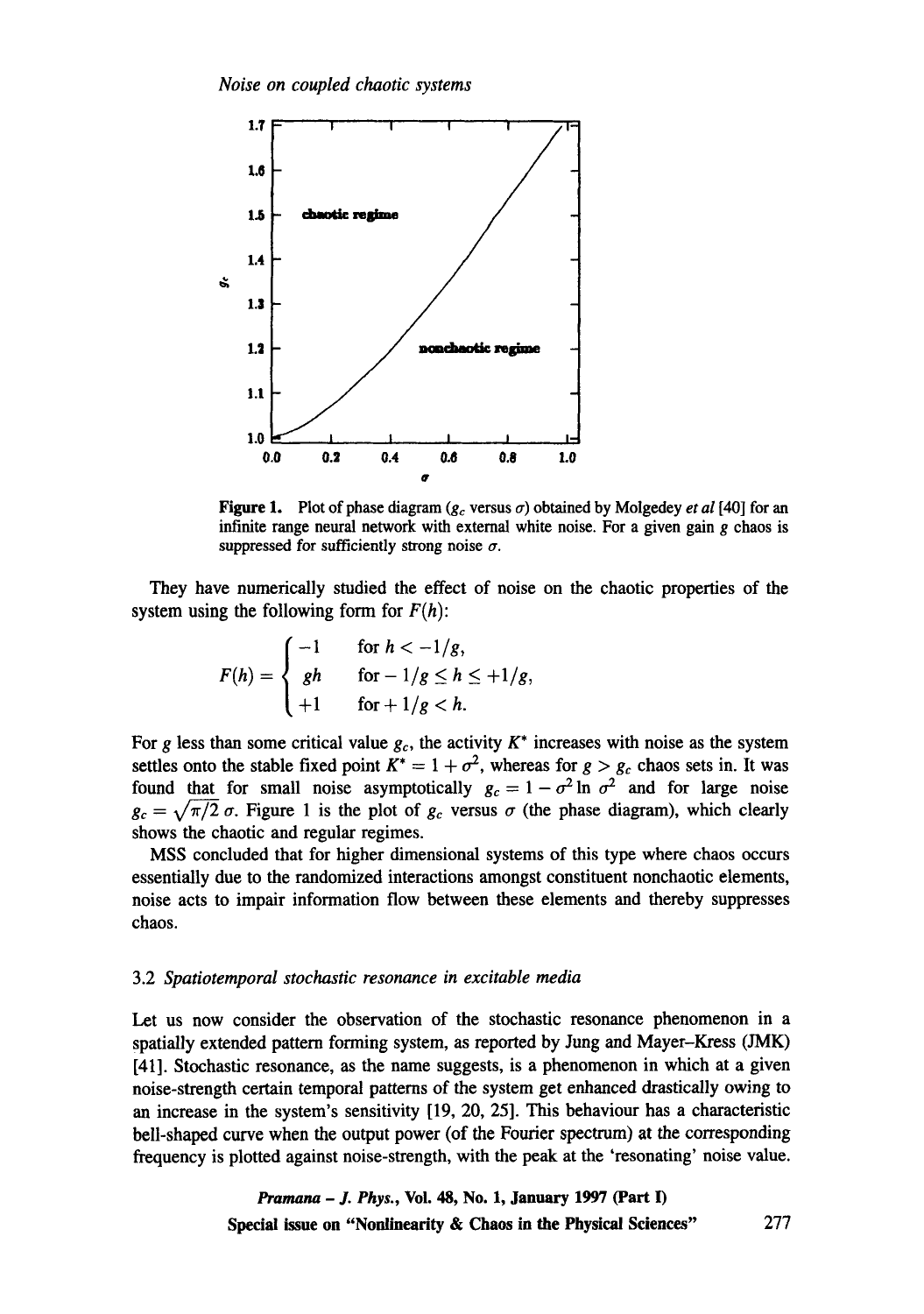Figure 1. Plot of phase diagram ($g_c$ versus $\sigma$) obtained by Molgedey *et al* [40] for an infinite range neural network with external white noise. For a given gain $g$ chaos is suppressed for sufficiently strong noise $\sigma$.

They have numerically studied the effect of noise on the chaotic properties of the system using the following form for $F(h)$:

$$F(h) = \begin{cases} -1 & \text{for } h < -1/g, \\ gh & \text{for} -1/g \leq h \leq +1/g, \\ +1 & \text{for} +1/g < h. \end{cases}$$

For $g$ less than some critical value $g_c$, the activity $K^*$ increases with noise as the system settles onto the stable fixed point $K^* = 1 + \sigma^2$, whereas for $g > g_c$ chaos sets in. It was found that for small noise asymptotically $g_c = 1 - \sigma^2 \ln \sigma^2$ and for large noise $g_c = \sqrt{\pi/2}\,\sigma$. Figure 1 is the plot of $g_c$ versus $\sigma$ (the phase diagram), which clearly shows the chaotic and regular regimes.

MSS concluded that for higher dimensional systems of this type where chaos occurs essentially due to the randomized interactions amongst constituent nonchaotic elements, noise acts to impair information flow between these elements and thereby suppresses chaos.

### 3.2 *Spatiotemporal stochastic resonance in excitable media*

Let us now consider the observation of the stochastic resonance phenomenon in a spatially extended pattern forming system, as reported by Jung and Mayer–Kress (JMK) [41]. Stochastic resonance, as the name suggests, is a phenomenon in which at a given noise-strength certain temporal patterns of the system get enhanced drastically owing to an increase in the system's sensitivity [19, 20, 25]. This behaviour has a characteristic bell-shaped curve when the output power (of the Fourier spectrum) at the corresponding frequency is plotted against noise-strength, with the peak at the 'resonating' noise value.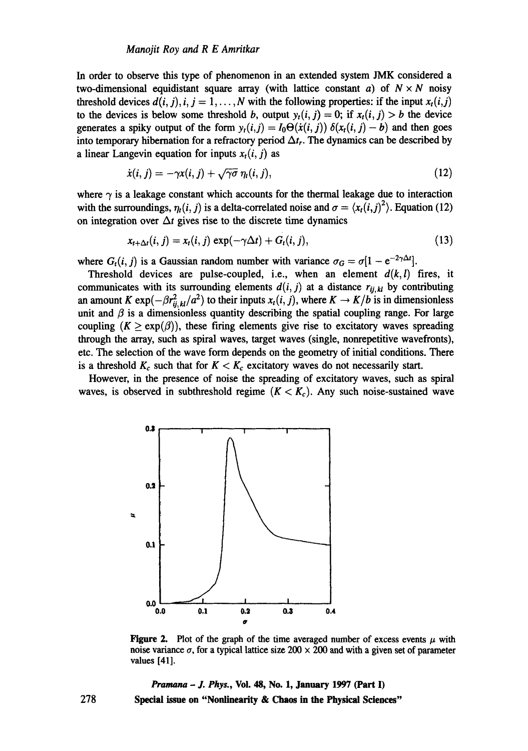In order to observe this type of phenomenon in an extended system JMK considered a two-dimensional equidistant square array (with lattice constant $a$) of $N \times N$ noisy threshold devices $d(i,j), i,j = 1, \ldots, N$ with the following properties: if the input $x_t(i,j)$ to the devices is below some threshold $b$, output $y_t(i,j) = 0$; if $x_t(i,j) > b$ the device generates a spiky output of the form $y_t(i,j) = I_0 \Theta(\dot{x}(i,j))\, \delta(x_t(i,j) - b)$ and then goes into temporary hibernation for a refractory period $\Delta t_r$. The dynamics can be described by a linear Langevin equation for inputs $x_t(i,j)$ as

$$\dot{x}(i,j) = -\gamma x(i,j) + \sqrt{\gamma \sigma}\, \eta_t(i,j), \tag{12}$$

where $\gamma$ is a leakage constant which accounts for the thermal leakage due to interaction with the surroundings, $\eta_t(i,j)$ is a delta-correlated noise and $\sigma = \langle x_t(i,j)^2 \rangle$. Equation (12) on integration over $\Delta t$ gives rise to the discrete time dynamics

$$x_{t+\Delta t}(i,j) = x_t(i,j) \exp(-\gamma \Delta t) + G_t(i,j), \tag{13}$$

where $G_t(i,j)$ is a Gaussian random number with variance $\sigma_G = \sigma[1 - e^{-2\gamma \Delta t}]$.

Threshold devices are pulse-coupled, i.e., when an element $d(k,l)$ fires, it communicates with its surrounding elements $d(i,j)$ at a distance $r_{ij,kl}$ by contributing an amount $K \exp(-\beta r_{ij,kl}^2 / a^2)$ to their inputs $x_t(i,j)$, where $K \to K/b$ is in dimensionless unit and $\beta$ is a dimensionless quantity describing the spatial coupling range. For large coupling ($K \geq \exp(\beta)$), these firing elements give rise to excitatory waves spreading through the array, such as spiral waves, target waves (single, nonrepetitive wavefronts), etc. The selection of the wave form depends on the geometry of initial conditions. There is a threshold $K_c$ such that for $K < K_c$ excitatory waves do not necessarily start.

However, in the presence of noise the spreading of excitatory waves, such as spiral waves, is observed in subthreshold regime ($K < K_c$). Any such noise-sustained wave

**Figure 2.** Plot of the graph of the time averaged number of excess events $\mu$ with noise variance $\sigma$, for a typical lattice size $200 \times 200$ and with a given set of parameter values [41].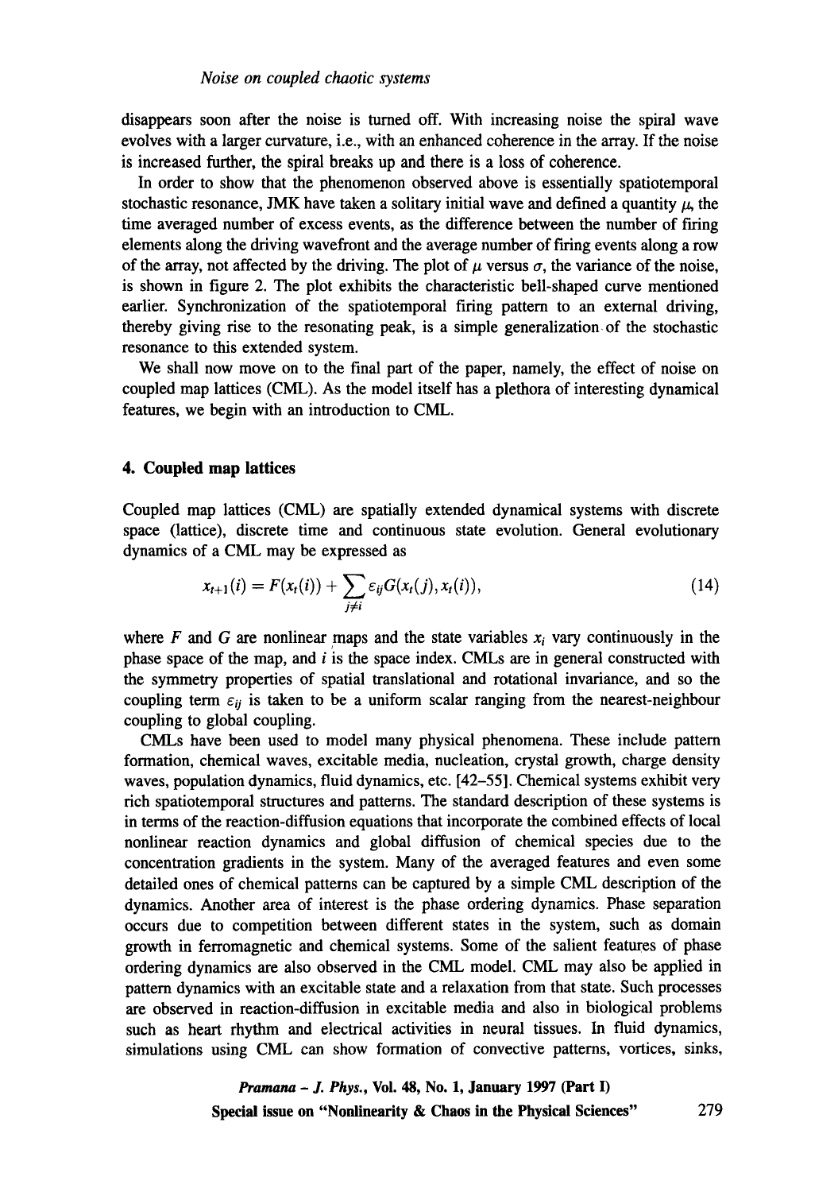disappears soon after the noise is turned off. With increasing noise the spiral wave evolves with a larger curvature, i.e., with an enhanced coherence in the array. If the noise is increased further, the spiral breaks up and there is a loss of coherence.

In order to show that the phenomenon observed above is essentially spatiotemporal stochastic resonance, JMK have taken a solitary initial wave and defined a quantity $\mu$, the time averaged number of excess events, as the difference between the number of firing elements along the driving wavefront and the average number of firing events along a row of the array, not affected by the driving. The plot of $\mu$ versus $\sigma$, the variance of the noise, is shown in figure 2. The plot exhibits the characteristic bell-shaped curve mentioned earlier. Synchronization of the spatiotemporal firing pattern to an external driving, thereby giving rise to the resonating peak, is a simple generalization of the stochastic resonance to this extended system.

We shall now move on to the final part of the paper, namely, the effect of noise on coupled map lattices (CML). As the model itself has a plethora of interesting dynamical features, we begin with an introduction to CML.

## 4. Coupled map lattices

Coupled map lattices (CML) are spatially extended dynamical systems with discrete space (lattice), discrete time and continuous state evolution. General evolutionary dynamics of a CML may be expressed as

$$x_{t+1}(i) = F(x_t(i)) + \sum_{j \neq i} \varepsilon_{ij} G(x_t(j), x_t(i)), \tag{14}$$

where $F$ and $G$ are nonlinear maps and the state variables $x_i$ vary continuously in the phase space of the map, and $i$ is the space index. CMLs are in general constructed with the symmetry properties of spatial translational and rotational invariance, and so the coupling term $\varepsilon_{ij}$ is taken to be a uniform scalar ranging from the nearest-neighbour coupling to global coupling.

CMLs have been used to model many physical phenomena. These include pattern formation, chemical waves, excitable media, nucleation, crystal growth, charge density waves, population dynamics, fluid dynamics, etc. [42–55]. Chemical systems exhibit very rich spatiotemporal structures and patterns. The standard description of these systems is in terms of the reaction-diffusion equations that incorporate the combined effects of local nonlinear reaction dynamics and global diffusion of chemical species due to the concentration gradients in the system. Many of the averaged features and even some detailed ones of chemical patterns can be captured by a simple CML description of the dynamics. Another area of interest is the phase ordering dynamics. Phase separation occurs due to competition between different states in the system, such as domain growth in ferromagnetic and chemical systems. Some of the salient features of phase ordering dynamics are also observed in the CML model. CML may also be applied in pattern dynamics with an excitable state and a relaxation from that state. Such processes are observed in reaction-diffusion in excitable media and also in biological problems such as heart rhythm and electrical activities in neural tissues. In fluid dynamics, simulations using CML can show formation of convective patterns, vortices, sinks,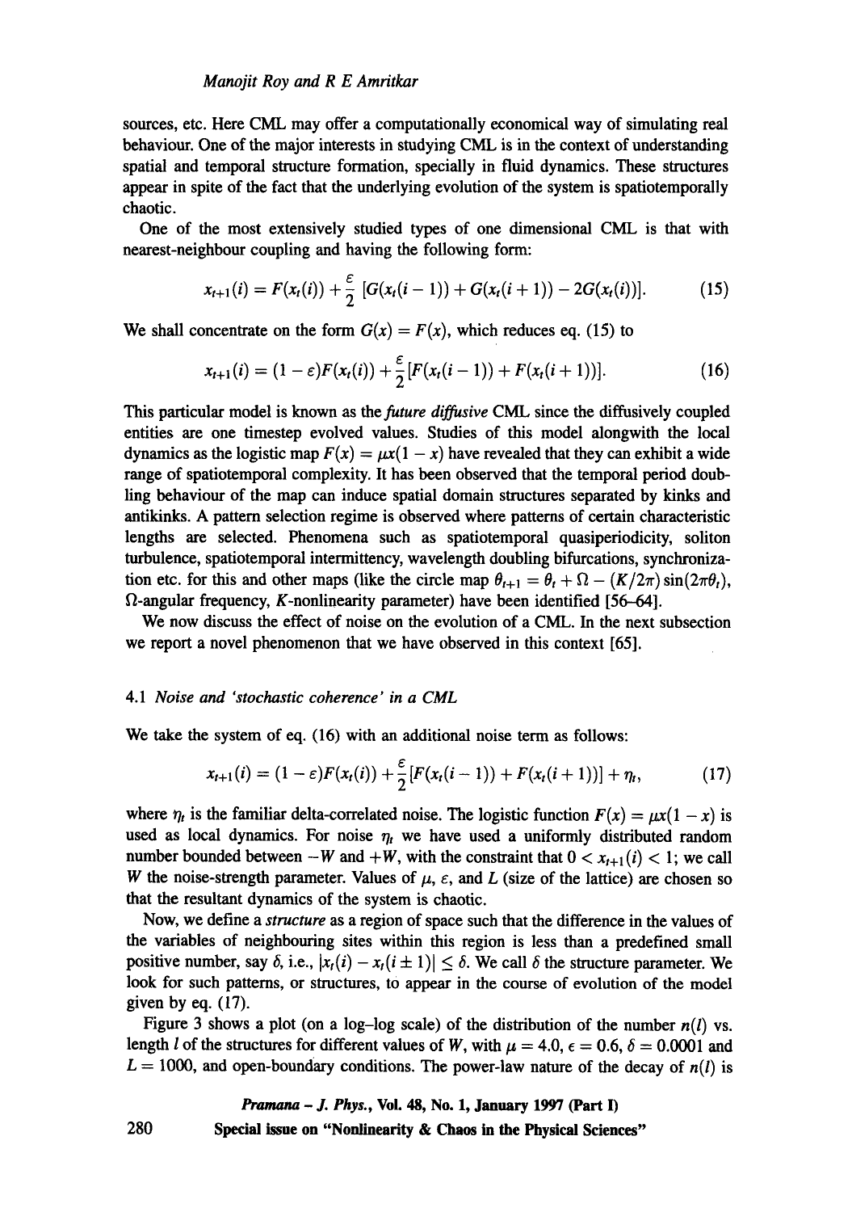sources, etc. Here CML may offer a computationally economical way of simulating real behaviour. One of the major interests in studying CML is in the context of understanding spatial and temporal structure formation, specially in fluid dynamics. These structures appear in spite of the fact that the underlying evolution of the system is spatiotemporally chaotic.

One of the most extensively studied types of one dimensional CML is that with nearest-neighbour coupling and having the following form:

$$x_{t+1}(i) = F(x_t(i)) + \frac{\varepsilon}{2}\,[G(x_t(i-1)) + G(x_t(i+1)) - 2G(x_t(i))]. \tag{15}$$

We shall concentrate on the form $G(x) = F(x)$, which reduces eq. (15) to

$$x_{t+1}(i) = (1-\varepsilon)F(x_t(i)) + \frac{\varepsilon}{2}[F(x_t(i-1)) + F(x_t(i+1))]. \tag{16}$$

This particular model is known as the *future diffusive* CML since the diffusively coupled entities are one timestep evolved values. Studies of this model alongwith the local dynamics as the logistic map $F(x) = \mu x(1-x)$ have revealed that they can exhibit a wide range of spatiotemporal complexity. It has been observed that the temporal period doubling behaviour of the map can induce spatial domain structures separated by kinks and antikinks. A pattern selection regime is observed where patterns of certain characteristic lengths are selected. Phenomena such as spatiotemporal quasiperiodicity, soliton turbulence, spatiotemporal intermittency, wavelength doubling bifurcations, synchronization etc. for this and other maps (like the circle map $\theta_{t+1} = \theta_t + \Omega - (K/2\pi)\sin(2\pi\theta_t)$, $\Omega$-angular frequency, $K$-nonlinearity parameter) have been identified [56–64].

We now discuss the effect of noise on the evolution of a CML. In the next subsection we report a novel phenomenon that we have observed in this context [65].

### 4.1 *Noise and 'stochastic coherence' in a CML*

We take the system of eq. (16) with an additional noise term as follows:

$$x_{t+1}(i) = (1-\varepsilon)F(x_t(i)) + \frac{\varepsilon}{2}[F(x_t(i-1)) + F(x_t(i+1))] + \eta_t, \tag{17}$$

where $\eta_t$ is the familiar delta-correlated noise. The logistic function $F(x) = \mu x(1-x)$ is used as local dynamics. For noise $\eta_t$ we have used a uniformly distributed random number bounded between $-W$ and $+W$, with the constraint that $0 < x_{t+1}(i) < 1$; we call $W$ the noise-strength parameter. Values of $\mu$, $\varepsilon$, and $L$ (size of the lattice) are chosen so that the resultant dynamics of the system is chaotic.

Now, we define a *structure* as a region of space such that the difference in the values of the variables of neighbouring sites within this region is less than a predefined small positive number, say $\delta$, i.e., $|x_t(i) - x_t(i \pm 1)| \leq \delta$. We call $\delta$ the structure parameter. We look for such patterns, or structures, to appear in the course of evolution of the model given by eq. (17).

Figure 3 shows a plot (on a log–log scale) of the distribution of the number $n(l)$ vs. length $l$ of the structures for different values of $W$, with $\mu = 4.0$, $\epsilon = 0.6$, $\delta = 0.0001$ and $L = 1000$, and open-boundary conditions. The power-law nature of the decay of $n(l)$ is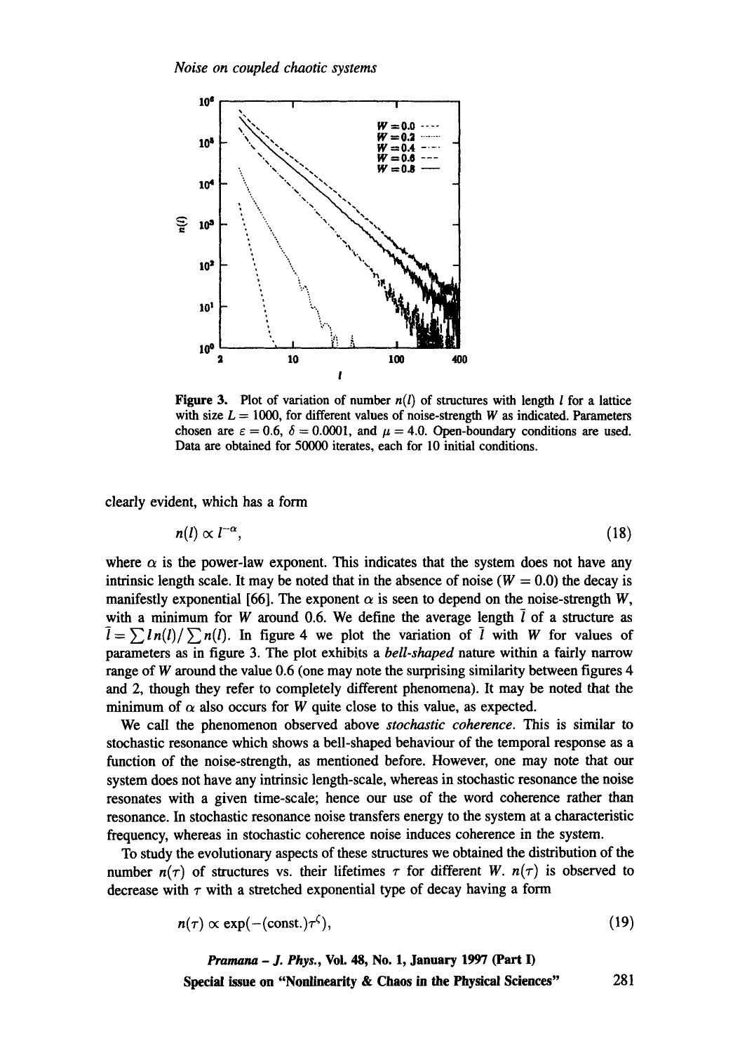**Figure 3.** Plot of variation of number $n(l)$ of structures with length $l$ for a lattice with size $L = 1000$, for different values of noise-strength $W$ as indicated. Parameters chosen are $\varepsilon = 0.6$, $\delta = 0.0001$, and $\mu = 4.0$. Open-boundary conditions are used. Data are obtained for 50000 iterates, each for 10 initial conditions.

clearly evident, which has a form

$$n(l) \propto l^{-\alpha}, \tag{18}$$

where $\alpha$ is the power-law exponent. This indicates that the system does not have any intrinsic length scale. It may be noted that in the absence of noise ($W = 0.0$) the decay is manifestly exponential [66]. The exponent $\alpha$ is seen to depend on the noise-strength $W$, with a minimum for $W$ around 0.6. We define the average length $\bar{l}$ of a structure as $\bar{l} = \sum l\, n(l) / \sum n(l)$. In figure 4 we plot the variation of $\bar{l}$ with $W$ for values of parameters as in figure 3. The plot exhibits a *bell-shaped* nature within a fairly narrow range of $W$ around the value 0.6 (one may note the surprising similarity between figures 4 and 2, though they refer to completely different phenomena). It may be noted that the minimum of $\alpha$ also occurs for $W$ quite close to this value, as expected.

We call the phenomenon observed above *stochastic coherence*. This is similar to stochastic resonance which shows a bell-shaped behaviour of the temporal response as a function of the noise-strength, as mentioned before. However, one may note that our system does not have any intrinsic length-scale, whereas in stochastic resonance the noise resonates with a given time-scale; hence our use of the word coherence rather than resonance. In stochastic resonance noise transfers energy to the system at a characteristic frequency, whereas in stochastic coherence noise induces coherence in the system.

To study the evolutionary aspects of these structures we obtained the distribution of the number $n(\tau)$ of structures vs. their lifetimes $\tau$ for different $W$. $n(\tau)$ is observed to decrease with $\tau$ with a stretched exponential type of decay having a form

$$n(\tau) \propto \exp(-(\text{const.})\tau^{\zeta}), \tag{19}$$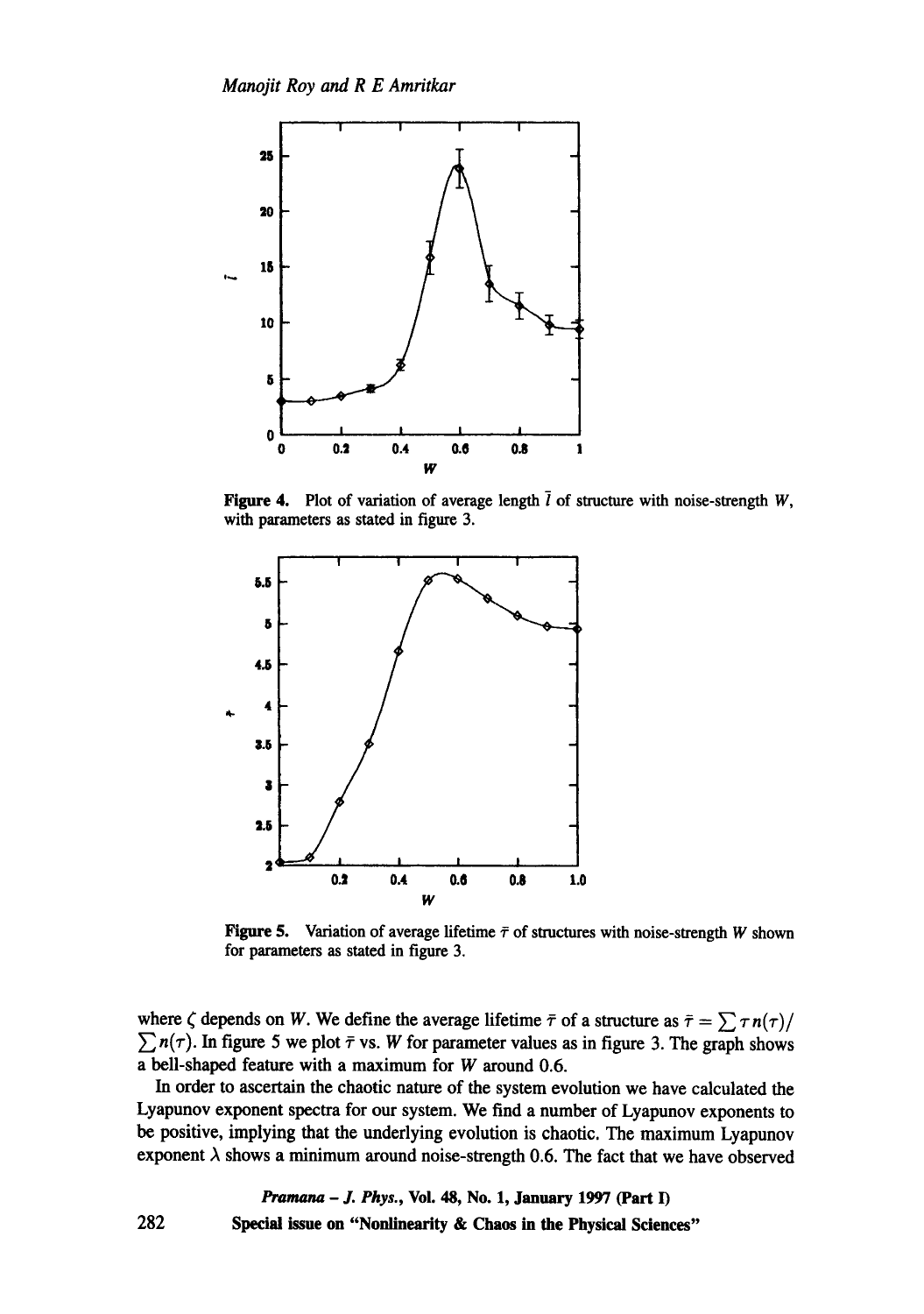**Figure 4.** Plot of variation of average length $\bar{l}$ of structure with noise-strength $W$, with parameters as stated in figure 3.

**Figure 5.** Variation of average lifetime $\bar{\tau}$ of structures with noise-strength $W$ shown for parameters as stated in figure 3.

where $\zeta$ depends on $W$. We define the average lifetime $\bar{\tau}$ of a structure as $\bar{\tau} = \sum \tau n(\tau) / \sum n(\tau)$. In figure 5 we plot $\bar{\tau}$ vs. $W$ for parameter values as in figure 3. The graph shows a bell-shaped feature with a maximum for $W$ around 0.6.

In order to ascertain the chaotic nature of the system evolution we have calculated the Lyapunov exponent spectra for our system. We find a number of Lyapunov exponents to be positive, implying that the underlying evolution is chaotic. The maximum Lyapunov exponent $\lambda$ shows a minimum around noise-strength 0.6. The fact that we have observed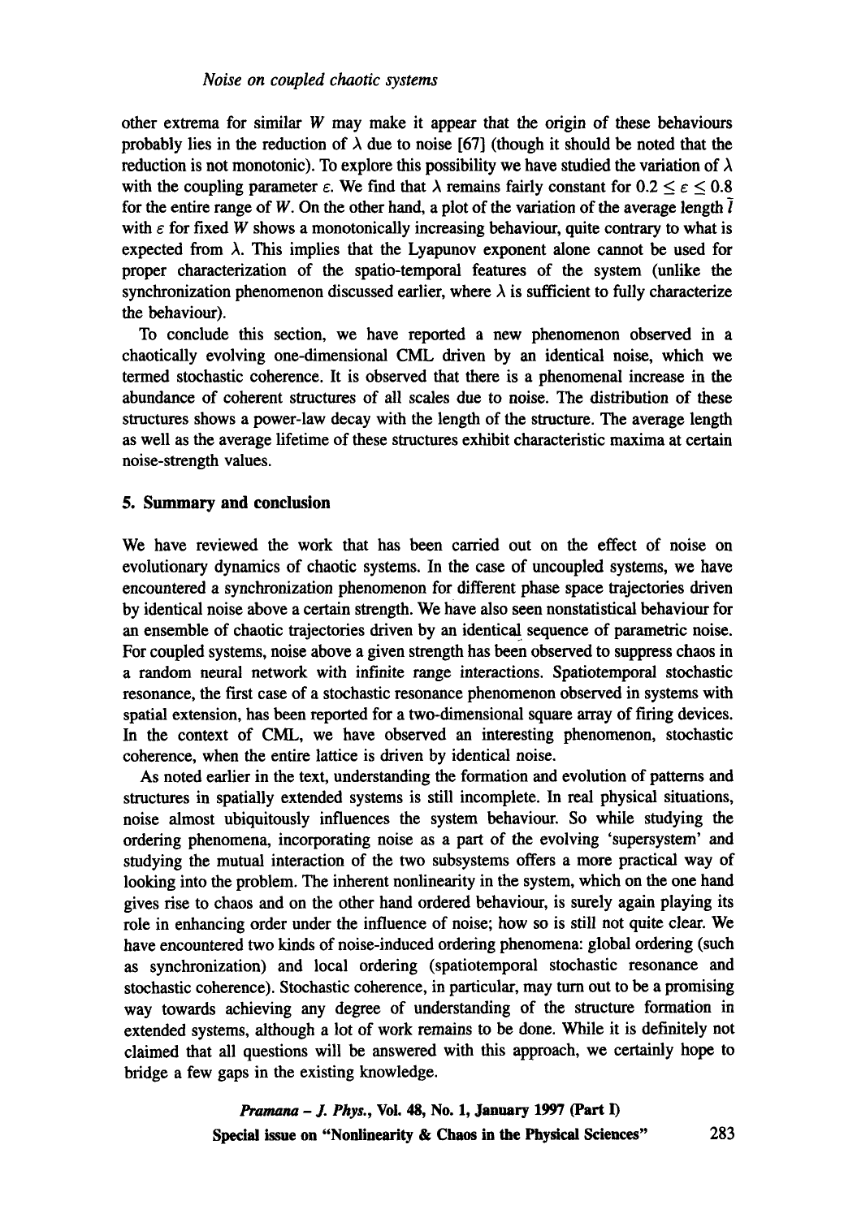other extrema for similar $W$ may make it appear that the origin of these behaviours probably lies in the reduction of $\lambda$ due to noise [67] (though it should be noted that the reduction is not monotonic). To explore this possibility we have studied the variation of $\lambda$ with the coupling parameter $\varepsilon$. We find that $\lambda$ remains fairly constant for $0.2 \leq \varepsilon \leq 0.8$ for the entire range of $W$. On the other hand, a plot of the variation of the average length $\bar{l}$ with $\varepsilon$ for fixed $W$ shows a monotonically increasing behaviour, quite contrary to what is expected from $\lambda$. This implies that the Lyapunov exponent alone cannot be used for proper characterization of the spatio-temporal features of the system (unlike the synchronization phenomenon discussed earlier, where $\lambda$ is sufficient to fully characterize the behaviour).

To conclude this section, we have reported a new phenomenon observed in a chaotically evolving one-dimensional CML driven by an identical noise, which we termed stochastic coherence. It is observed that there is a phenomenal increase in the abundance of coherent structures of all scales due to noise. The distribution of these structures shows a power-law decay with the length of the structure. The average length as well as the average lifetime of these structures exhibit characteristic maxima at certain noise-strength values.

## 5. Summary and conclusion

We have reviewed the work that has been carried out on the effect of noise on evolutionary dynamics of chaotic systems. In the case of uncoupled systems, we have encountered a synchronization phenomenon for different phase space trajectories driven by identical noise above a certain strength. We have also seen nonstatistical behaviour for an ensemble of chaotic trajectories driven by an identical sequence of parametric noise. For coupled systems, noise above a given strength has been observed to suppress chaos in a random neural network with infinite range interactions. Spatiotemporal stochastic resonance, the first case of a stochastic resonance phenomenon observed in systems with spatial extension, has been reported for a two-dimensional square array of firing devices. In the context of CML, we have observed an interesting phenomenon, stochastic coherence, when the entire lattice is driven by identical noise.

As noted earlier in the text, understanding the formation and evolution of patterns and structures in spatially extended systems is still incomplete. In real physical situations, noise almost ubiquitously influences the system behaviour. So while studying the ordering phenomena, incorporating noise as a part of the evolving 'supersystem' and studying the mutual interaction of the two subsystems offers a more practical way of looking into the problem. The inherent nonlinearity in the system, which on the one hand gives rise to chaos and on the other hand ordered behaviour, is surely again playing its role in enhancing order under the influence of noise; how so is still not quite clear. We have encountered two kinds of noise-induced ordering phenomena: global ordering (such as synchronization) and local ordering (spatiotemporal stochastic resonance and stochastic coherence). Stochastic coherence, in particular, may turn out to be a promising way towards achieving any degree of understanding of the structure formation in extended systems, although a lot of work remains to be done. While it is definitely not claimed that all questions will be answered with this approach, we certainly hope to bridge a few gaps in the existing knowledge.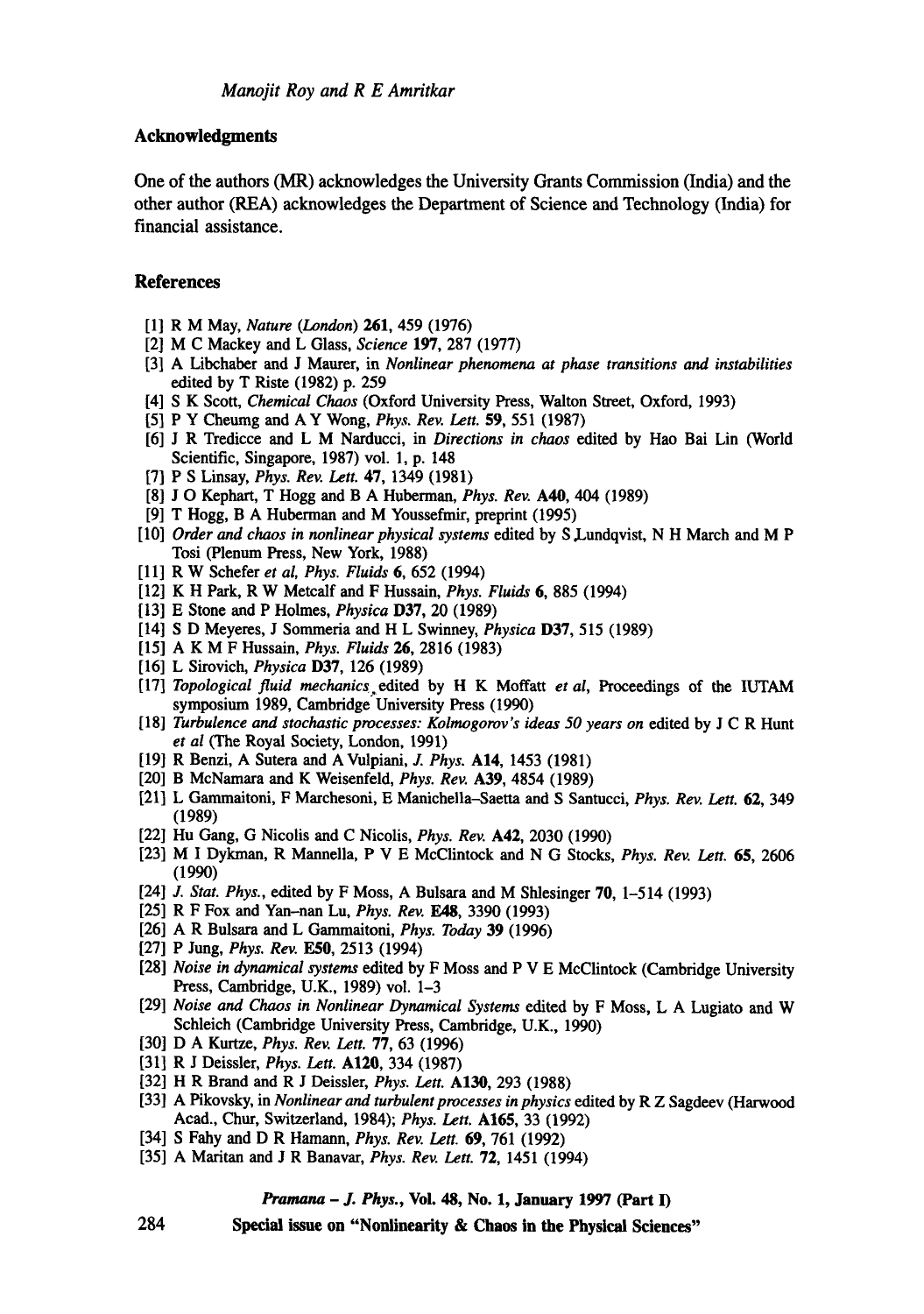## Acknowledgments

One of the authors (MR) acknowledges the University Grants Commission (India) and the other author (REA) acknowledges the Department of Science and Technology (India) for financial assistance.

## References

[1] R M May, *Nature (London)* **261**, 459 (1976)
[2] M C Mackey and L Glass, *Science* **197**, 287 (1977)
[3] A Libchaber and J Maurer, in *Nonlinear phenomena at phase transitions and instabilities* edited by T Riste (1982) p. 259
[4] S K Scott, *Chemical Chaos* (Oxford University Press, Walton Street, Oxford, 1993)
[5] P Y Cheumg and A Y Wong, *Phys. Rev. Lett.* **59**, 551 (1987)
[6] J R Tredicce and L M Narducci, in *Directions in chaos* edited by Hao Bai Lin (World Scientific, Singapore, 1987) vol. 1, p. 148
[7] P S Linsay, *Phys. Rev. Lett.* **47**, 1349 (1981)
[8] J O Kephart, T Hogg and B A Huberman, *Phys. Rev.* **A40**, 404 (1989)
[9] T Hogg, B A Huberman and M Youssefmir, preprint (1995)
[10] *Order and chaos in nonlinear physical systems* edited by S Lundqvist, N H March and M P Tosi (Plenum Press, New York, 1988)
[11] R W Schefer *et al*, *Phys. Fluids* **6**, 652 (1994)
[12] K H Park, R W Metcalf and F Hussain, *Phys. Fluids* **6**, 885 (1994)
[13] E Stone and P Holmes, *Physica* **D37**, 20 (1989)
[14] S D Meyeres, J Sommeria and H L Swinney, *Physica* **D37**, 515 (1989)
[15] A K M F Hussain, *Phys. Fluids* **26**, 2816 (1983)
[16] L Sirovich, *Physica* **D37**, 126 (1989)
[17] *Topological fluid mechanics* edited by H K Moffatt *et al*, Proceedings of the IUTAM symposium 1989, Cambridge University Press (1990)
[18] *Turbulence and stochastic processes: Kolmogorov's ideas 50 years on* edited by J C R Hunt *et al* (The Royal Society, London, 1991)
[19] R Benzi, A Sutera and A Vulpiani, *J. Phys.* **A14**, 1453 (1981)
[20] B McNamara and K Weisenfeld, *Phys. Rev.* **A39**, 4854 (1989)
[21] L Gammaitoni, F Marchesoni, E Manichella–Saetta and S Santucci, *Phys. Rev. Lett.* **62**, 349 (1989)
[22] Hu Gang, G Nicolis and C Nicolis, *Phys. Rev.* **A42**, 2030 (1990)
[23] M I Dykman, R Mannella, P V E McClintock and N G Stocks, *Phys. Rev. Lett.* **65**, 2606 (1990)
[24] *J. Stat. Phys.*, edited by F Moss, A Bulsara and M Shlesinger **70**, 1–514 (1993)
[25] R F Fox and Yan–nan Lu, *Phys. Rev.* **E48**, 3390 (1993)
[26] A R Bulsara and L Gammaitoni, *Phys. Today* **39** (1996)
[27] P Jung, *Phys. Rev.* **E50**, 2513 (1994)
[28] *Noise in dynamical systems* edited by F Moss and P V E McClintock (Cambridge University Press, Cambridge, U.K., 1989) vol. 1–3
[29] *Noise and Chaos in Nonlinear Dynamical Systems* edited by F Moss, L A Lugiato and W Schleich (Cambridge University Press, Cambridge, U.K., 1990)
[30] D A Kurtze, *Phys. Rev. Lett.* **77**, 63 (1996)
[31] R J Deissler, *Phys. Lett.* **A120**, 334 (1987)
[32] H R Brand and R J Deissler, *Phys. Lett.* **A130**, 293 (1988)
[33] A Pikovsky, in *Nonlinear and turbulent processes in physics* edited by R Z Sagdeev (Harwood Acad., Chur, Switzerland, 1984); *Phys. Lett.* **A165**, 33 (1992)
[34] S Fahy and D R Hamann, *Phys. Rev. Lett.* **69**, 761 (1992)
[35] A Maritan and J R Banavar, *Phys. Rev. Lett.* **72**, 1451 (1994)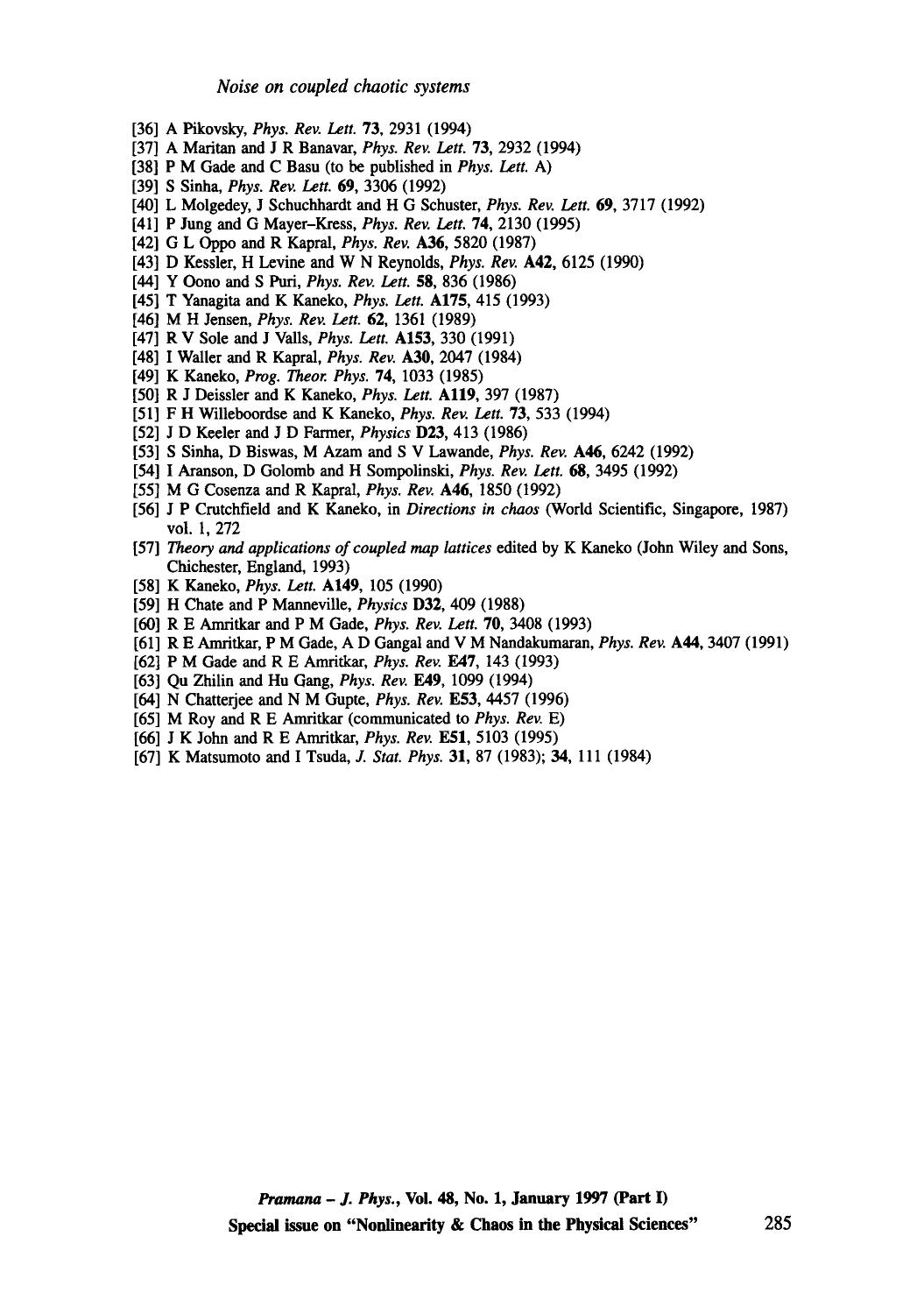[36] A Pikovsky, *Phys. Rev. Lett.* **73**, 2931 (1994)
[37] A Maritan and J R Banavar, *Phys. Rev. Lett.* **73**, 2932 (1994)
[38] P M Gade and C Basu (to be published in *Phys. Lett.* A)
[39] S Sinha, *Phys. Rev. Lett.* **69**, 3306 (1992)
[40] L Molgedey, J Schuchhardt and H G Schuster, *Phys. Rev. Lett.* **69**, 3717 (1992)
[41] P Jung and G Mayer-Kress, *Phys. Rev. Lett.* **74**, 2130 (1995)
[42] G L Oppo and R Kapral, *Phys. Rev.* **A36**, 5820 (1987)
[43] D Kessler, H Levine and W N Reynolds, *Phys. Rev.* **A42**, 6125 (1990)
[44] Y Oono and S Puri, *Phys. Rev. Lett.* **58**, 836 (1986)
[45] T Yanagita and K Kaneko, *Phys. Lett.* **A175**, 415 (1993)
[46] M H Jensen, *Phys. Rev. Lett.* **62**, 1361 (1989)
[47] R V Sole and J Valls, *Phys. Lett.* **A153**, 330 (1991)
[48] I Waller and R Kapral, *Phys. Rev.* **A30**, 2047 (1984)
[49] K Kaneko, *Prog. Theor. Phys.* **74**, 1033 (1985)
[50] R J Deissler and K Kaneko, *Phys. Lett.* **A119**, 397 (1987)
[51] F H Willeboordse and K Kaneko, *Phys. Rev. Lett.* **73**, 533 (1994)
[52] J D Keeler and J D Farmer, *Physics* **D23**, 413 (1986)
[53] S Sinha, D Biswas, M Azam and S V Lawande, *Phys. Rev.* **A46**, 6242 (1992)
[54] I Aranson, D Golomb and H Sompolinski, *Phys. Rev. Lett.* **68**, 3495 (1992)
[55] M G Cosenza and R Kapral, *Phys. Rev.* **A46**, 1850 (1992)
[56] J P Crutchfield and K Kaneko, in *Directions in chaos* (World Scientific, Singapore, 1987) vol. 1, 272
[57] *Theory and applications of coupled map lattices* edited by K Kaneko (John Wiley and Sons, Chichester, England, 1993)
[58] K Kaneko, *Phys. Lett.* **A149**, 105 (1990)
[59] H Chate and P Manneville, *Physics* **D32**, 409 (1988)
[60] R E Amritkar and P M Gade, *Phys. Rev. Lett.* **70**, 3408 (1993)
[61] R E Amritkar, P M Gade, A D Gangal and V M Nandakumaran, *Phys. Rev.* **A44**, 3407 (1991)
[62] P M Gade and R E Amritkar, *Phys. Rev.* **E47**, 143 (1993)
[63] Qu Zhilin and Hu Gang, *Phys. Rev.* **E49**, 1099 (1994)
[64] N Chatterjee and N M Gupte, *Phys. Rev.* **E53**, 4457 (1996)
[65] M Roy and R E Amritkar (communicated to *Phys. Rev.* E)
[66] J K John and R E Amritkar, *Phys. Rev.* **E51**, 5103 (1995)
[67] K Matsumoto and I Tsuda, *J. Stat. Phys.* **31**, 87 (1983); **34**, 111 (1984)